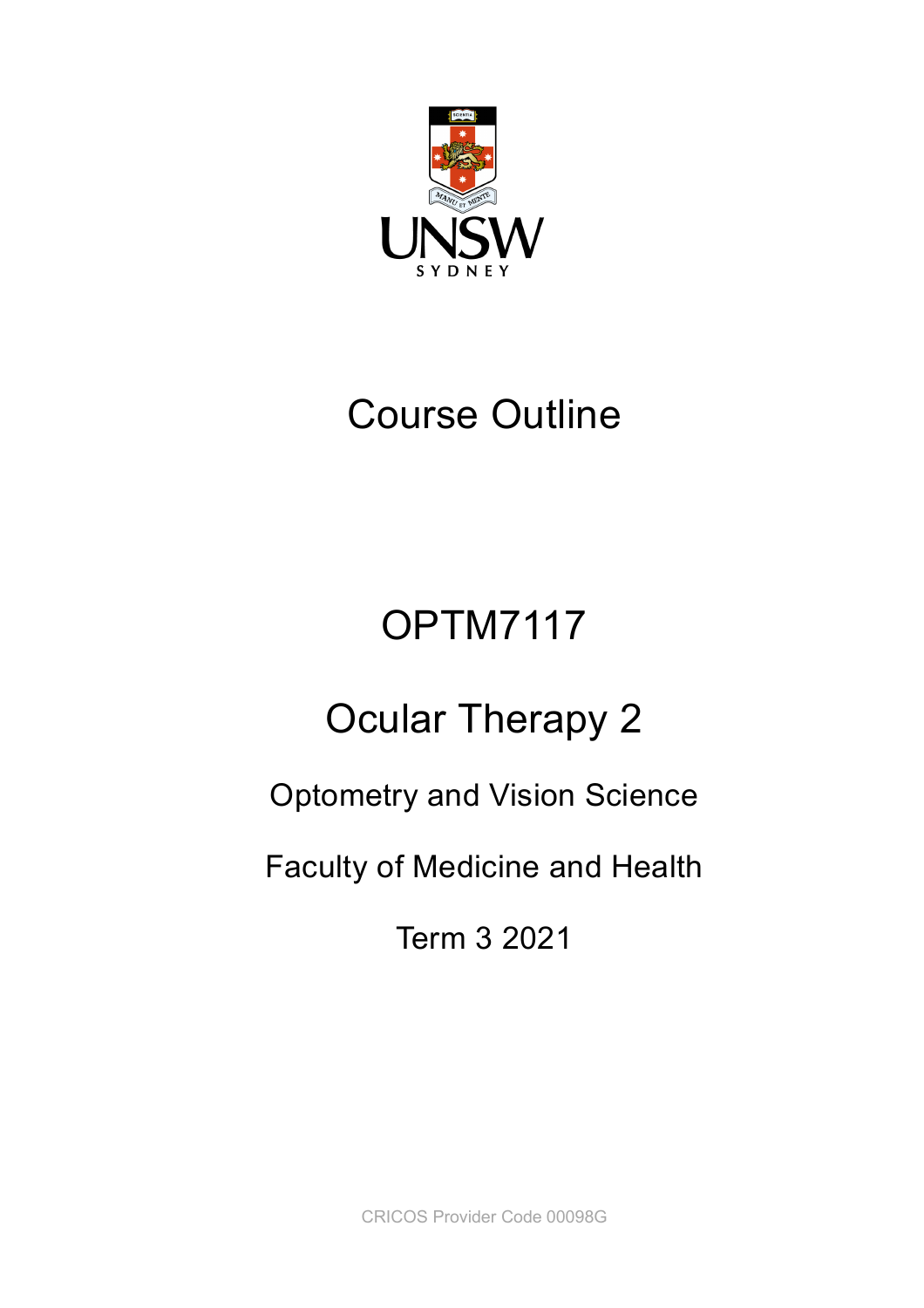# Course Outline

# OPTM7117

# Ocular Therapy 2

Optometry and Vision Science

Faculty of Medicine and Health

Term 3 2021

CRICOS Provider Code 00098G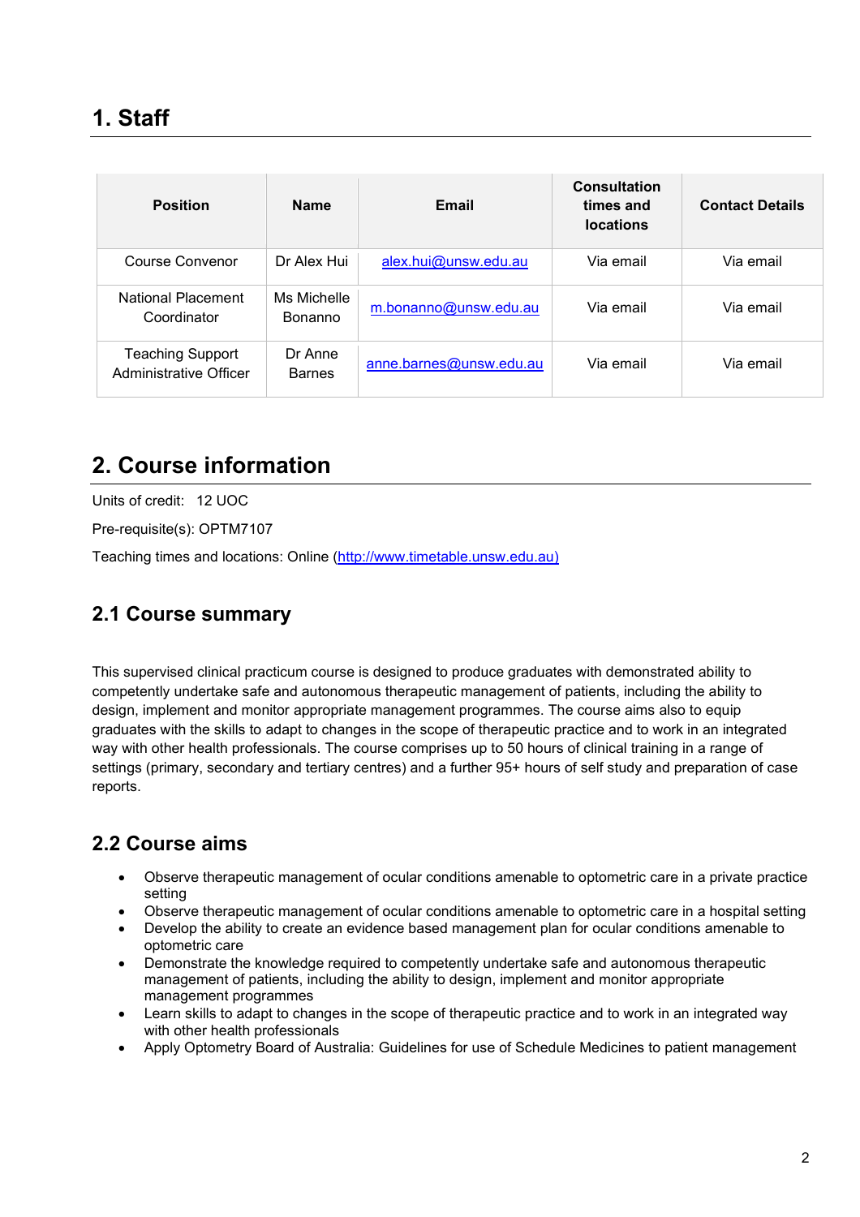# 1. Staff

| Position | Name | Email | Consultation times and locations | Contact Details |
|---|---|---|---|---|
| Course Convenor | Dr Alex Hui | alex.hui@unsw.edu.au | Via email | Via email |
| National Placement Coordinator | Ms Michelle Bonanno | m.bonanno@unsw.edu.au | Via email | Via email |
| Teaching Support Administrative Officer | Dr Anne Barnes | anne.barnes@unsw.edu.au | Via email | Via email |

# 2. Course information

Units of credit: 12 UOC

Pre-requisite(s): OPTM7107

Teaching times and locations: Online (http://www.timetable.unsw.edu.au)

## 2.1 Course summary

This supervised clinical practicum course is designed to produce graduates with demonstrated ability to competently undertake safe and autonomous therapeutic management of patients, including the ability to design, implement and monitor appropriate management programmes. The course aims also to equip graduates with the skills to adapt to changes in the scope of therapeutic practice and to work in an integrated way with other health professionals. The course comprises up to 50 hours of clinical training in a range of settings (primary, secondary and tertiary centres) and a further 95+ hours of self study and preparation of case reports.

## 2.2 Course aims

- Observe therapeutic management of ocular conditions amenable to optometric care in a private practice setting
- Observe therapeutic management of ocular conditions amenable to optometric care in a hospital setting
- Develop the ability to create an evidence based management plan for ocular conditions amenable to optometric care
- Demonstrate the knowledge required to competently undertake safe and autonomous therapeutic management of patients, including the ability to design, implement and monitor appropriate management programmes
- Learn skills to adapt to changes in the scope of therapeutic practice and to work in an integrated way with other health professionals
- Apply Optometry Board of Australia: Guidelines for use of Schedule Medicines to patient management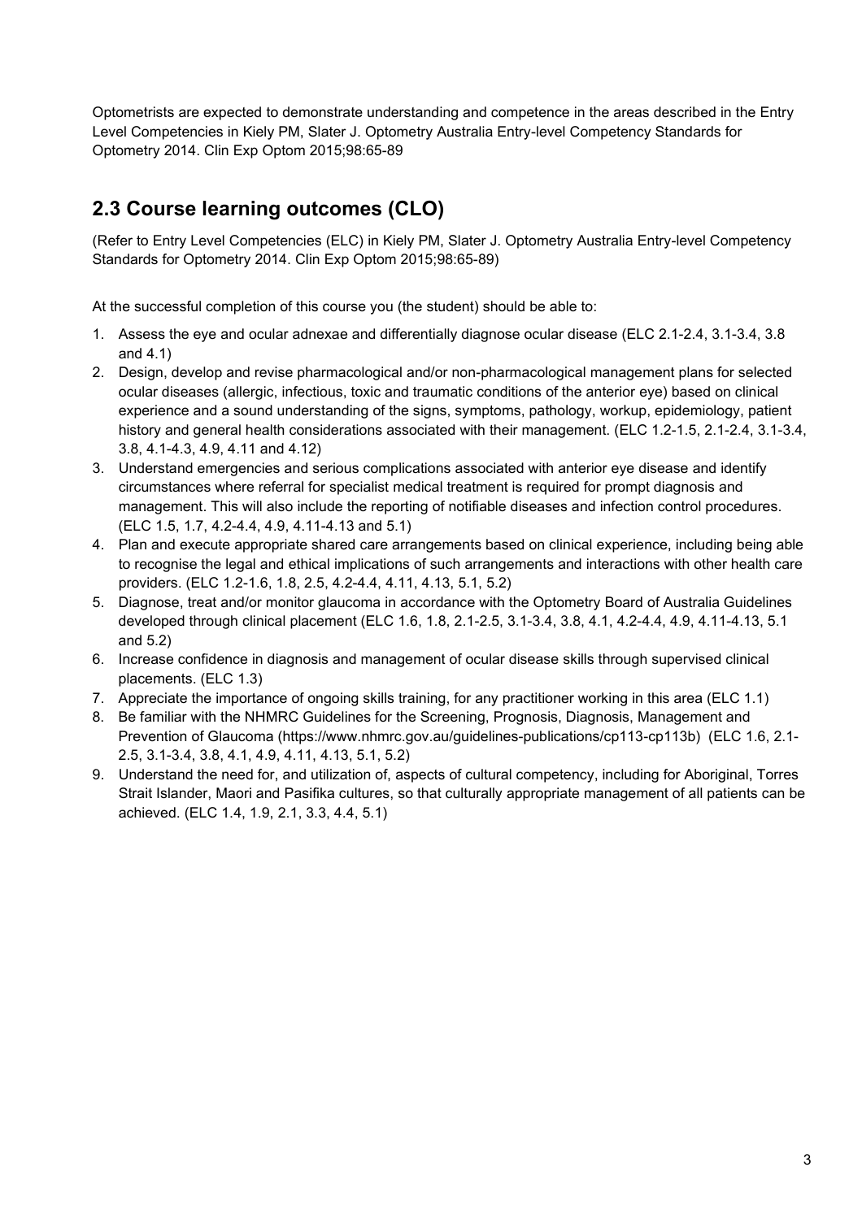Optometrists are expected to demonstrate understanding and competence in the areas described in the Entry Level Competencies in Kiely PM, Slater J. Optometry Australia Entry-level Competency Standards for Optometry 2014. Clin Exp Optom 2015;98:65-89

## 2.3 Course learning outcomes (CLO)

(Refer to Entry Level Competencies (ELC) in Kiely PM, Slater J. Optometry Australia Entry-level Competency Standards for Optometry 2014. Clin Exp Optom 2015;98:65-89)

At the successful completion of this course you (the student) should be able to:

1. Assess the eye and ocular adnexae and differentially diagnose ocular disease (ELC 2.1-2.4, 3.1-3.4, 3.8 and 4.1)
2. Design, develop and revise pharmacological and/or non-pharmacological management plans for selected ocular diseases (allergic, infectious, toxic and traumatic conditions of the anterior eye) based on clinical experience and a sound understanding of the signs, symptoms, pathology, workup, epidemiology, patient history and general health considerations associated with their management. (ELC 1.2-1.5, 2.1-2.4, 3.1-3.4, 3.8, 4.1-4.3, 4.9, 4.11 and 4.12)
3. Understand emergencies and serious complications associated with anterior eye disease and identify circumstances where referral for specialist medical treatment is required for prompt diagnosis and management. This will also include the reporting of notifiable diseases and infection control procedures. (ELC 1.5, 1.7, 4.2-4.4, 4.9, 4.11-4.13 and 5.1)
4. Plan and execute appropriate shared care arrangements based on clinical experience, including being able to recognise the legal and ethical implications of such arrangements and interactions with other health care providers. (ELC 1.2-1.6, 1.8, 2.5, 4.2-4.4, 4.11, 4.13, 5.1, 5.2)
5. Diagnose, treat and/or monitor glaucoma in accordance with the Optometry Board of Australia Guidelines developed through clinical placement (ELC 1.6, 1.8, 2.1-2.5, 3.1-3.4, 3.8, 4.1, 4.2-4.4, 4.9, 4.11-4.13, 5.1 and 5.2)
6. Increase confidence in diagnosis and management of ocular disease skills through supervised clinical placements. (ELC 1.3)
7. Appreciate the importance of ongoing skills training, for any practitioner working in this area (ELC 1.1)
8. Be familiar with the NHMRC Guidelines for the Screening, Prognosis, Diagnosis, Management and Prevention of Glaucoma (https://www.nhmrc.gov.au/guidelines-publications/cp113-cp113b) (ELC 1.6, 2.1-2.5, 3.1-3.4, 3.8, 4.1, 4.9, 4.11, 4.13, 5.1, 5.2)
9. Understand the need for, and utilization of, aspects of cultural competency, including for Aboriginal, Torres Strait Islander, Maori and Pasifika cultures, so that culturally appropriate management of all patients can be achieved. (ELC 1.4, 1.9, 2.1, 3.3, 4.4, 5.1)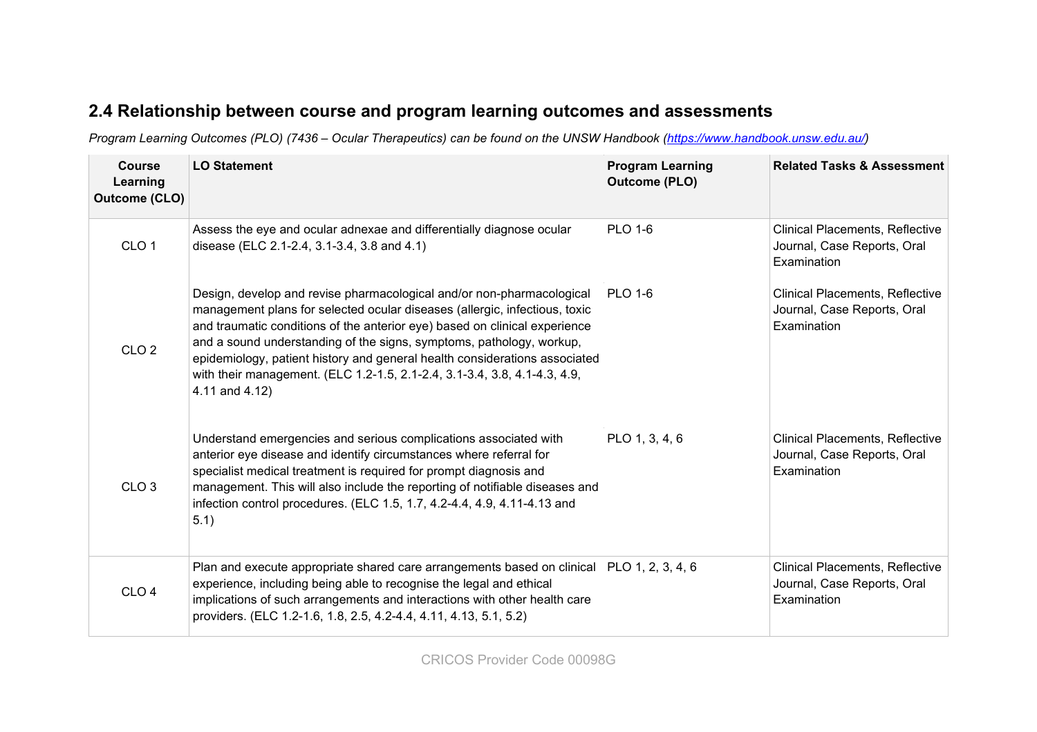## 2.4 Relationship between course and program learning outcomes and assessments

*Program Learning Outcomes (PLO) (7436 – Ocular Therapeutics) can be found on the UNSW Handbook ([https://www.handbook.unsw.edu.au/](https://www.handbook.unsw.edu.au/))*

| Course Learning Outcome (CLO) | LO Statement | Program Learning Outcome (PLO) | Related Tasks & Assessment |
|---|---|---|---|
| CLO 1 | Assess the eye and ocular adnexae and differentially diagnose ocular disease (ELC 2.1-2.4, 3.1-3.4, 3.8 and 4.1) | PLO 1-6 | Clinical Placements, Reflective Journal, Case Reports, Oral Examination |
| CLO 2 | Design, develop and revise pharmacological and/or non-pharmacological management plans for selected ocular diseases (allergic, infectious, toxic and traumatic conditions of the anterior eye) based on clinical experience and a sound understanding of the signs, symptoms, pathology, workup, epidemiology, patient history and general health considerations associated with their management. (ELC 1.2-1.5, 2.1-2.4, 3.1-3.4, 3.8, 4.1-4.3, 4.9, 4.11 and 4.12) | PLO 1-6 | Clinical Placements, Reflective Journal, Case Reports, Oral Examination |
| CLO 3 | Understand emergencies and serious complications associated with anterior eye disease and identify circumstances where referral for specialist medical treatment is required for prompt diagnosis and management. This will also include the reporting of notifiable diseases and infection control procedures. (ELC 1.5, 1.7, 4.2-4.4, 4.9, 4.11-4.13 and 5.1) | PLO 1, 3, 4, 6 | Clinical Placements, Reflective Journal, Case Reports, Oral Examination |
| CLO 4 | Plan and execute appropriate shared care arrangements based on clinical experience, including being able to recognise the legal and ethical implications of such arrangements and interactions with other health care providers. (ELC 1.2-1.6, 1.8, 2.5, 4.2-4.4, 4.11, 4.13, 5.1, 5.2) | PLO 1, 2, 3, 4, 6 | Clinical Placements, Reflective Journal, Case Reports, Oral Examination |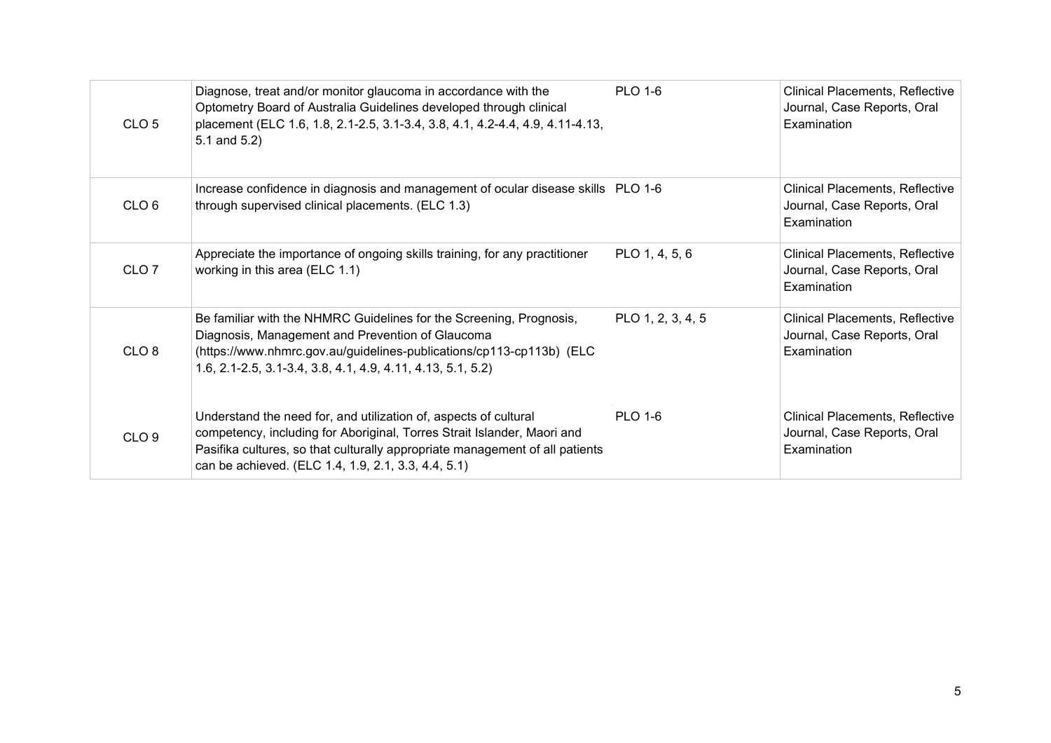| | | | |
|---|---|---|---|
| CLO 5 | Diagnose, treat and/or monitor glaucoma in accordance with the Optometry Board of Australia Guidelines developed through clinical placement (ELC 1.6, 1.8, 2.1-2.5, 3.1-3.4, 3.8, 4.1, 4.2-4.4, 4.9, 4.11-4.13, 5.1 and 5.2) | PLO 1-6 | Clinical Placements, Reflective Journal, Case Reports, Oral Examination |
| CLO 6 | Increase confidence in diagnosis and management of ocular disease skills through supervised clinical placements. (ELC 1.3) | PLO 1-6 | Clinical Placements, Reflective Journal, Case Reports, Oral Examination |
| CLO 7 | Appreciate the importance of ongoing skills training, for any practitioner working in this area (ELC 1.1) | PLO 1, 4, 5, 6 | Clinical Placements, Reflective Journal, Case Reports, Oral Examination |
| CLO 8 | Be familiar with the NHMRC Guidelines for the Screening, Prognosis, Diagnosis, Management and Prevention of Glaucoma (https://www.nhmrc.gov.au/guidelines-publications/cp113-cp113b) (ELC 1.6, 2.1-2.5, 3.1-3.4, 3.8, 4.1, 4.9, 4.11, 4.13, 5.1, 5.2) | PLO 1, 2, 3, 4, 5 | Clinical Placements, Reflective Journal, Case Reports, Oral Examination |
| CLO 9 | Understand the need for, and utilization of, aspects of cultural competency, including for Aboriginal, Torres Strait Islander, Maori and Pasifika cultures, so that culturally appropriate management of all patients can be achieved. (ELC 1.4, 1.9, 2.1, 3.3, 4.4, 5.1) | PLO 1-6 | Clinical Placements, Reflective Journal, Case Reports, Oral Examination |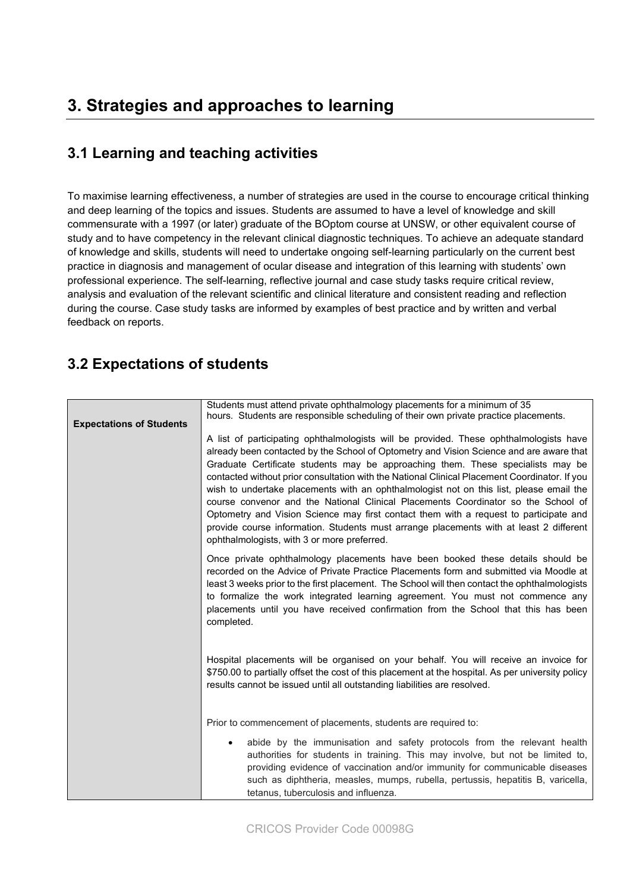# 3. Strategies and approaches to learning

## 3.1 Learning and teaching activities

To maximise learning effectiveness, a number of strategies are used in the course to encourage critical thinking and deep learning of the topics and issues. Students are assumed to have a level of knowledge and skill commensurate with a 1997 (or later) graduate of the BOptom course at UNSW, or other equivalent course of study and to have competency in the relevant clinical diagnostic techniques. To achieve an adequate standard of knowledge and skills, students will need to undertake ongoing self-learning particularly on the current best practice in diagnosis and management of ocular disease and integration of this learning with students' own professional experience. The self-learning, reflective journal and case study tasks require critical review, analysis and evaluation of the relevant scientific and clinical literature and consistent reading and reflection during the course. Case study tasks are informed by examples of best practice and by written and verbal feedback on reports.

## 3.2 Expectations of students

| | |
|---|---|
| **Expectations of Students** | Students must attend private ophthalmology placements for a minimum of 35 hours. Students are responsible scheduling of their own private practice placements.<br><br>A list of participating ophthalmologists will be provided. These ophthalmologists have already been contacted by the School of Optometry and Vision Science and are aware that Graduate Certificate students may be approaching them. These specialists may be contacted without prior consultation with the National Clinical Placement Coordinator. If you wish to undertake placements with an ophthalmologist not on this list, please email the course convenor and the National Clinical Placements Coordinator so the School of Optometry and Vision Science may first contact them with a request to participate and provide course information. Students must arrange placements with at least 2 different ophthalmologists, with 3 or more preferred.<br><br>Once private ophthalmology placements have been booked these details should be recorded on the Advice of Private Practice Placements form and submitted via Moodle at least 3 weeks prior to the first placement. The School will then contact the ophthalmologists to formalize the work integrated learning agreement. You must not commence any placements until you have received confirmation from the School that this has been completed.<br><br>Hospital placements will be organised on your behalf. You will receive an invoice for $750.00 to partially offset the cost of this placement at the hospital. As per university policy results cannot be issued until all outstanding liabilities are resolved.<br><br>Prior to commencement of placements, students are required to:<br><br>• abide by the immunisation and safety protocols from the relevant health authorities for students in training. This may involve, but not be limited to, providing evidence of vaccination and/or immunity for communicable diseases such as diphtheria, measles, mumps, rubella, pertussis, hepatitis B, varicella, tetanus, tuberculosis and influenza. |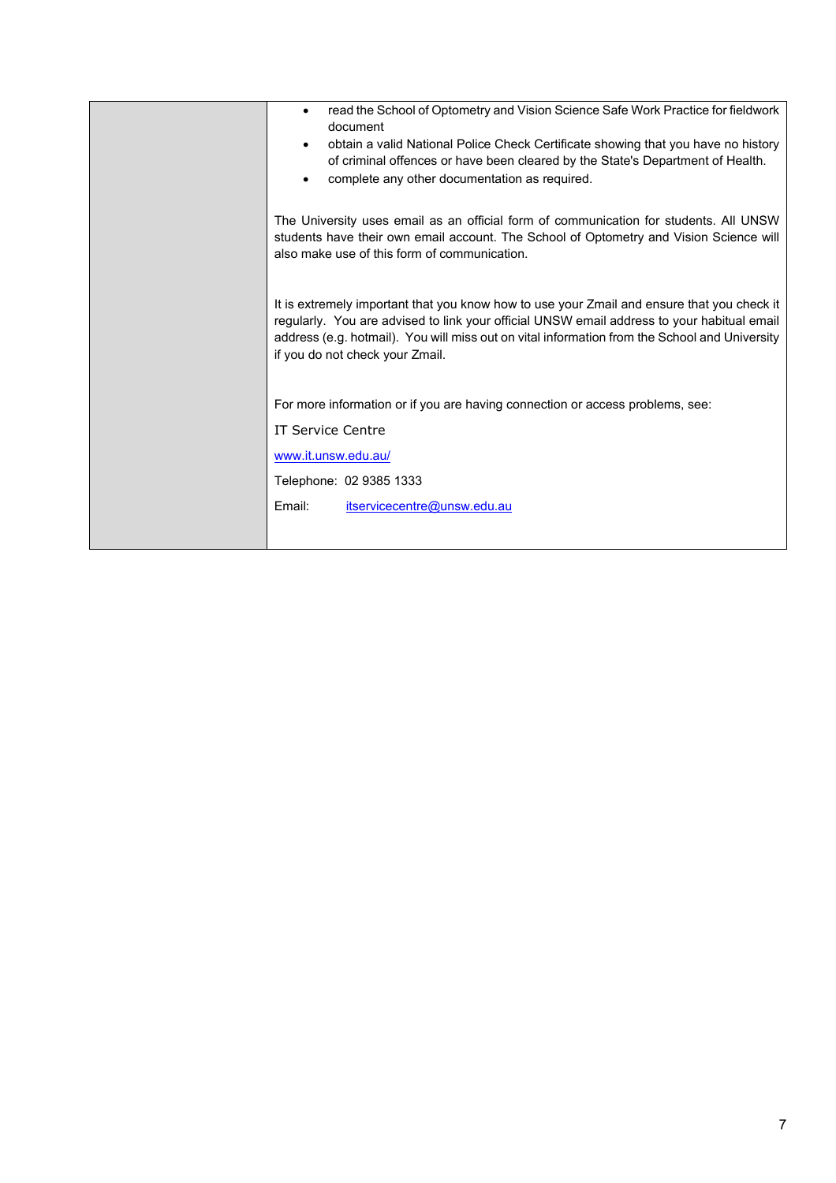- read the School of Optometry and Vision Science Safe Work Practice for fieldwork document
- obtain a valid National Police Check Certificate showing that you have no history of criminal offences or have been cleared by the State's Department of Health.
- complete any other documentation as required.

The University uses email as an official form of communication for students. All UNSW students have their own email account. The School of Optometry and Vision Science will also make use of this form of communication.

It is extremely important that you know how to use your Zmail and ensure that you check it regularly. You are advised to link your official UNSW email address to your habitual email address (e.g. hotmail). You will miss out on vital information from the School and University if you do not check your Zmail.

For more information or if you are having connection or access problems, see:

IT Service Centre

www.it.unsw.edu.au/

Telephone: 02 9385 1333

Email: itservicecentre@unsw.edu.au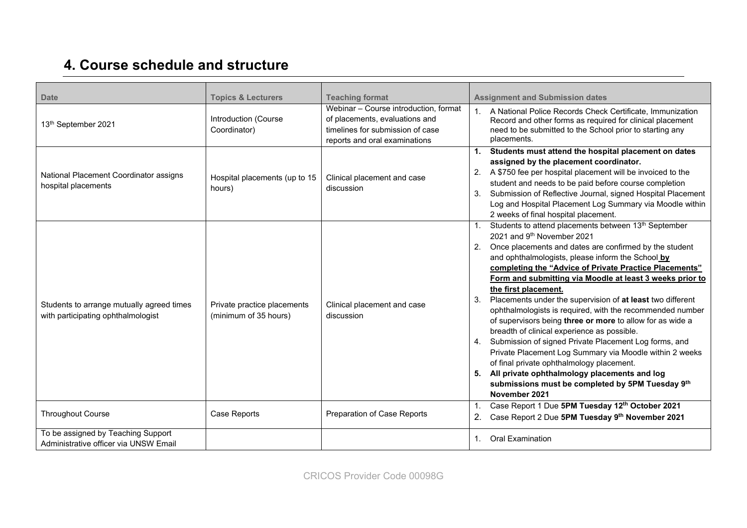# 4. Course schedule and structure

| Date | Topics & Lecturers | Teaching format | Assignment and Submission dates |
|---|---|---|---|
| 13th September 2021 | Introduction (Course Coordinator) | Webinar – Course introduction, format of placements, evaluations and timelines for submission of case reports and oral examinations | 1. A National Police Records Check Certificate, Immunization Record and other forms as required for clinical placement need to be submitted to the School prior to starting any placements. |
| National Placement Coordinator assigns hospital placements | Hospital placements (up to 15 hours) | Clinical placement and case discussion | 1. **Students must attend the hospital placement on dates assigned by the placement coordinator.**<br>2. A $750 fee per hospital placement will be invoiced to the student and needs to be paid before course completion<br>3. Submission of Reflective Journal, signed Hospital Placement Log and Hospital Placement Log Summary via Moodle within 2 weeks of final hospital placement. |
| Students to arrange mutually agreed times with participating ophthalmologist | Private practice placements (minimum of 35 hours) | Clinical placement and case discussion | 1. Students to attend placements between 13th September 2021 and 9th November 2021<br>2. Once placements and dates are confirmed by the student and ophthalmologists, please inform the School **by completing the "Advice of Private Practice Placements" Form and submitting via Moodle at least 3 weeks prior to the first placement.**<br>3. Placements under the supervision of **at least** two different ophthalmologists is required, with the recommended number of supervisors being **three or more** to allow for as wide a breadth of clinical experience as possible.<br>4. Submission of signed Private Placement Log forms, and Private Placement Log Summary via Moodle within 2 weeks of final private ophthalmology placement.<br>5. **All private ophthalmology placements and log submissions must be completed by 5PM Tuesday 9th November 2021** |
| Throughout Course | Case Reports | Preparation of Case Reports | 1. Case Report 1 Due **5PM Tuesday 12th October 2021**<br>2. Case Report 2 Due **5PM Tuesday 9th November 2021** |
| To be assigned by Teaching Support Administrative officer via UNSW Email | | | 1. Oral Examination |

CRICOS Provider Code 00098G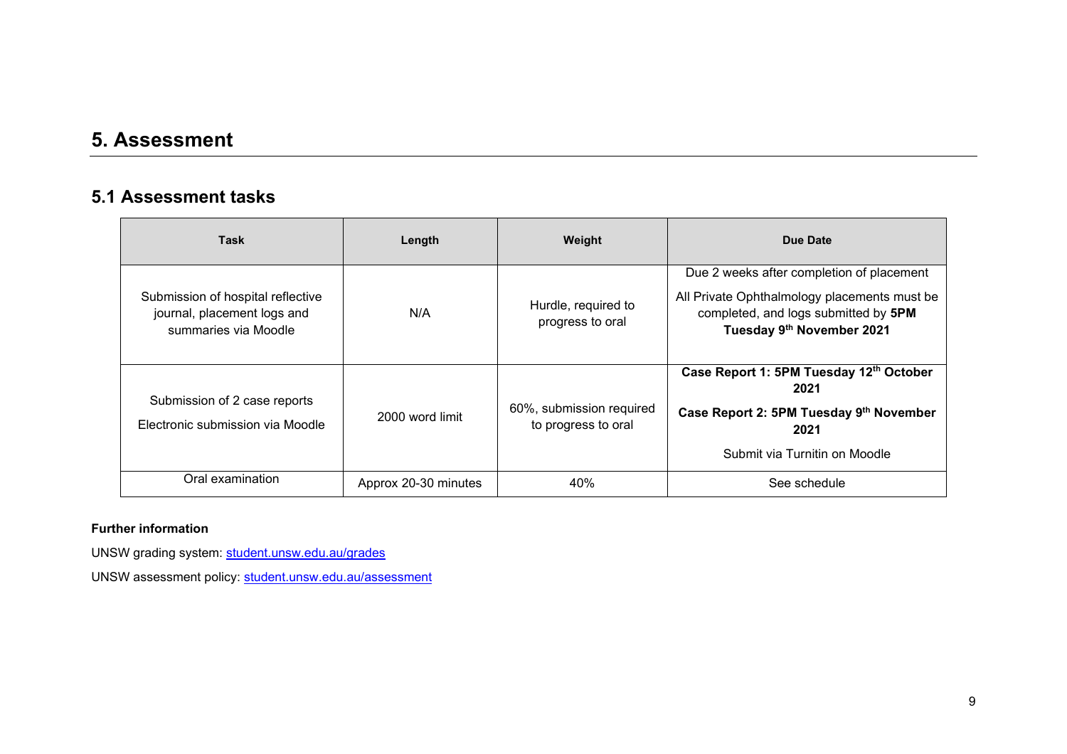# 5. Assessment

## 5.1 Assessment tasks

| Task | Length | Weight | Due Date |
|---|---|---|---|
| Submission of hospital reflective journal, placement logs and summaries via Moodle | N/A | Hurdle, required to progress to oral | Due 2 weeks after completion of placement<br>All Private Ophthalmology placements must be completed, and logs submitted by **5PM Tuesday 9th November 2021** |
| Submission of 2 case reports<br>Electronic submission via Moodle | 2000 word limit | 60%, submission required to progress to oral | **Case Report 1: 5PM Tuesday 12th October 2021**<br>**Case Report 2: 5PM Tuesday 9th November 2021**<br>Submit via Turnitin on Moodle |
| Oral examination | Approx 20-30 minutes | 40% | See schedule |

**Further information**

UNSW grading system: student.unsw.edu.au/grades

UNSW assessment policy: student.unsw.edu.au/assessment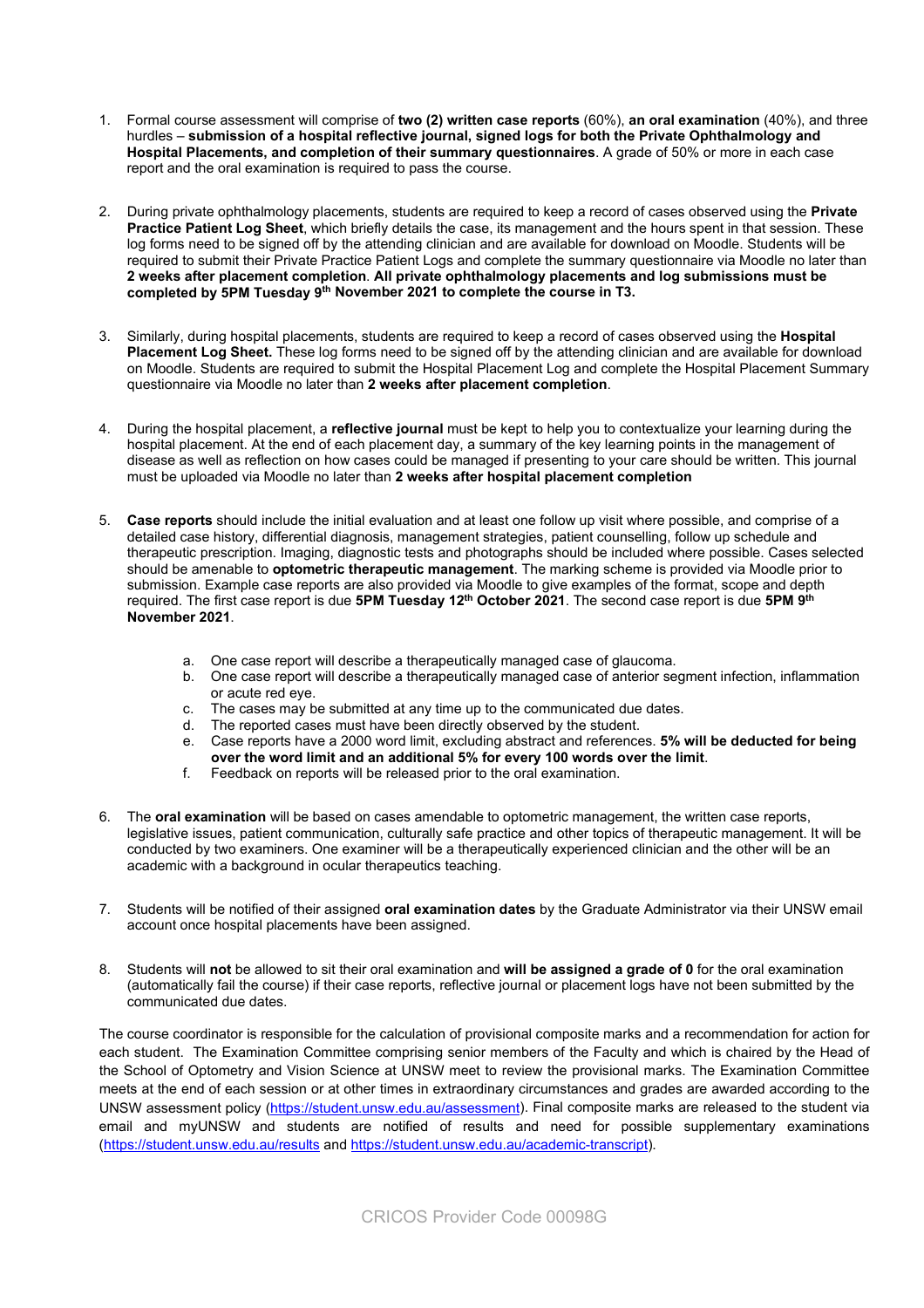1. Formal course assessment will comprise of **two (2) written case reports** (60%), **an oral examination** (40%), and three hurdles – **submission of a hospital reflective journal, signed logs for both the Private Ophthalmology and Hospital Placements, and completion of their summary questionnaires**. A grade of 50% or more in each case report and the oral examination is required to pass the course.

2. During private ophthalmology placements, students are required to keep a record of cases observed using the **Private Practice Patient Log Sheet**, which briefly details the case, its management and the hours spent in that session. These log forms need to be signed off by the attending clinician and are available for download on Moodle. Students will be required to submit their Private Practice Patient Logs and complete the summary questionnaire via Moodle no later than **2 weeks after placement completion**. **All private ophthalmology placements and log submissions must be completed by 5PM Tuesday 9th November 2021 to complete the course in T3.**

3. Similarly, during hospital placements, students are required to keep a record of cases observed using the **Hospital Placement Log Sheet.** These log forms need to be signed off by the attending clinician and are available for download on Moodle. Students are required to submit the Hospital Placement Log and complete the Hospital Placement Summary questionnaire via Moodle no later than **2 weeks after placement completion**.

4. During the hospital placement, a **reflective journal** must be kept to help you to contextualize your learning during the hospital placement. At the end of each placement day, a summary of the key learning points in the management of disease as well as reflection on how cases could be managed if presenting to your care should be written. This journal must be uploaded via Moodle no later than **2 weeks after hospital placement completion**

5. **Case reports** should include the initial evaluation and at least one follow up visit where possible, and comprise of a detailed case history, differential diagnosis, management strategies, patient counselling, follow up schedule and therapeutic prescription. Imaging, diagnostic tests and photographs should be included where possible. Cases selected should be amenable to **optometric therapeutic management**. The marking scheme is provided via Moodle prior to submission. Example case reports are also provided via Moodle to give examples of the format, scope and depth required. The first case report is due **5PM Tuesday 12th October 2021**. The second case report is due **5PM 9th November 2021**.

   a. One case report will describe a therapeutically managed case of glaucoma.
   b. One case report will describe a therapeutically managed case of anterior segment infection, inflammation or acute red eye.
   c. The cases may be submitted at any time up to the communicated due dates.
   d. The reported cases must have been directly observed by the student.
   e. Case reports have a 2000 word limit, excluding abstract and references. **5% will be deducted for being over the word limit and an additional 5% for every 100 words over the limit**.
   f. Feedback on reports will be released prior to the oral examination.

6. The **oral examination** will be based on cases amendable to optometric management, the written case reports, legislative issues, patient communication, culturally safe practice and other topics of therapeutic management. It will be conducted by two examiners. One examiner will be a therapeutically experienced clinician and the other will be an academic with a background in ocular therapeutics teaching.

7. Students will be notified of their assigned **oral examination dates** by the Graduate Administrator via their UNSW email account once hospital placements have been assigned.

8. Students will **not** be allowed to sit their oral examination and **will be assigned a grade of 0** for the oral examination (automatically fail the course) if their case reports, reflective journal or placement logs have not been submitted by the communicated due dates.

The course coordinator is responsible for the calculation of provisional composite marks and a recommendation for action for each student. The Examination Committee comprising senior members of the Faculty and which is chaired by the Head of the School of Optometry and Vision Science at UNSW meet to review the provisional marks. The Examination Committee meets at the end of each session or at other times in extraordinary circumstances and grades are awarded according to the UNSW assessment policy (https://student.unsw.edu.au/assessment). Final composite marks are released to the student via email and myUNSW and students are notified of results and need for possible supplementary examinations (https://student.unsw.edu.au/results and https://student.unsw.edu.au/academic-transcript).

CRICOS Provider Code 00098G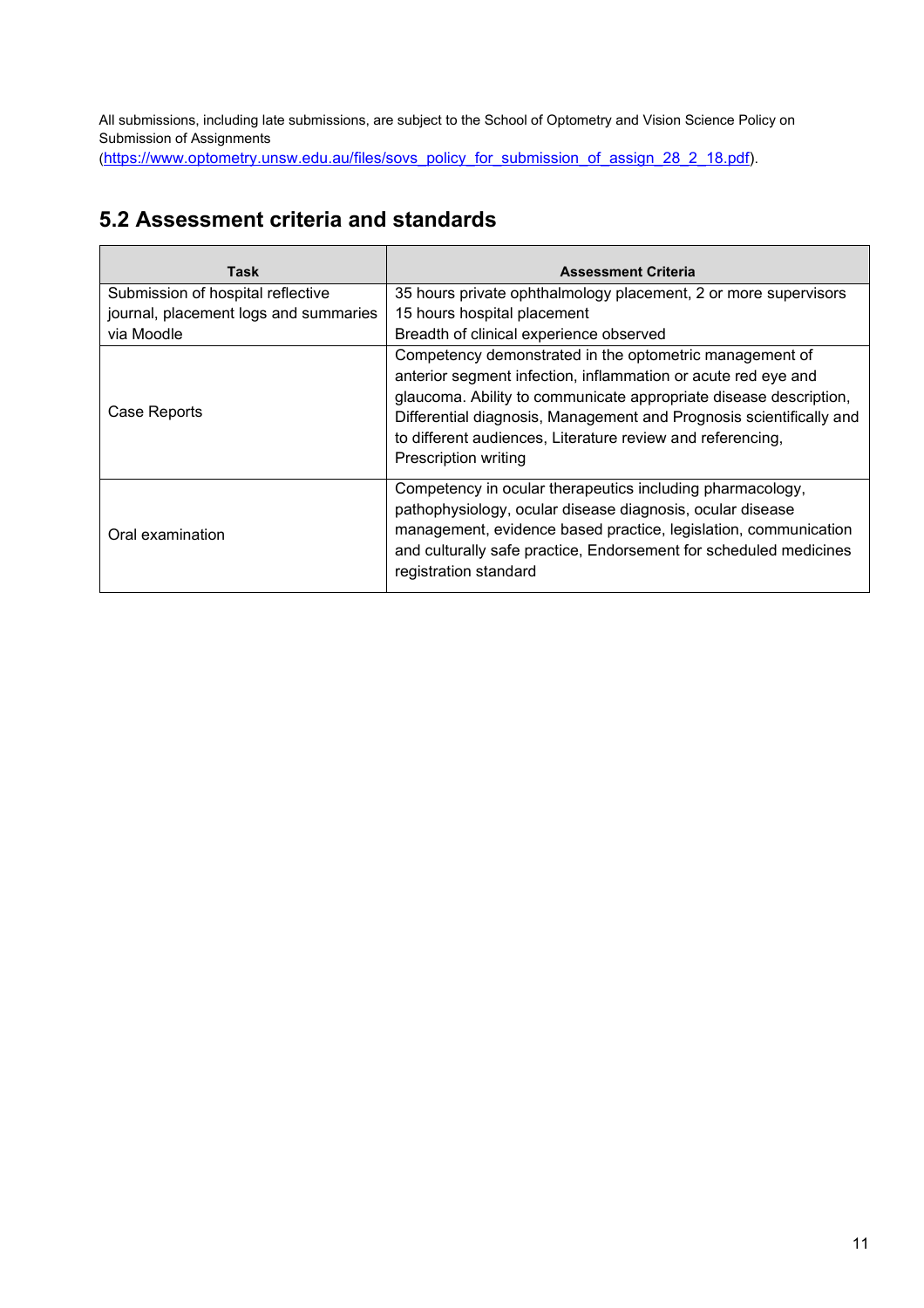All submissions, including late submissions, are subject to the School of Optometry and Vision Science Policy on Submission of Assignments (https://www.optometry.unsw.edu.au/files/sovs_policy_for_submission_of_assign_28_2_18.pdf).

## 5.2 Assessment criteria and standards

| Task | Assessment Criteria |
|---|---|
| Submission of hospital reflective journal, placement logs and summaries via Moodle | 35 hours private ophthalmology placement, 2 or more supervisors<br>15 hours hospital placement<br>Breadth of clinical experience observed |
| Case Reports | Competency demonstrated in the optometric management of anterior segment infection, inflammation or acute red eye and glaucoma. Ability to communicate appropriate disease description, Differential diagnosis, Management and Prognosis scientifically and to different audiences, Literature review and referencing, Prescription writing |
| Oral examination | Competency in ocular therapeutics including pharmacology, pathophysiology, ocular disease diagnosis, ocular disease management, evidence based practice, legislation, communication and culturally safe practice, Endorsement for scheduled medicines registration standard |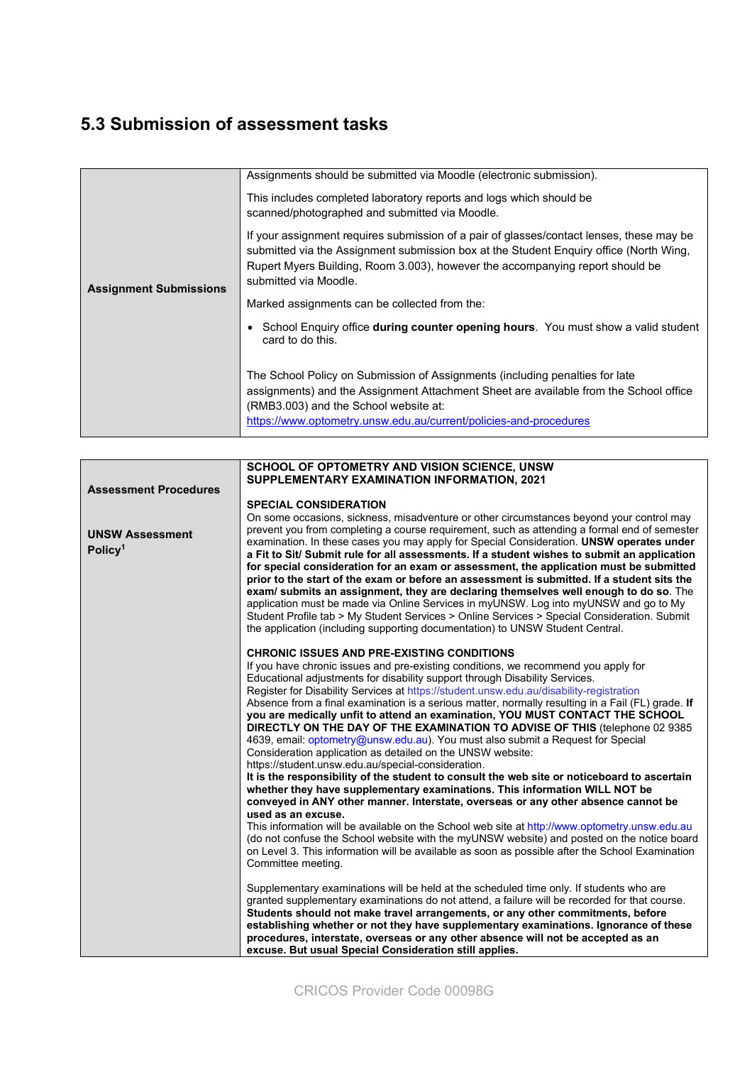## 5.3 Submission of assessment tasks

| | |
|---|---|
| **Assignment Submissions** | Assignments should be submitted via Moodle (electronic submission).<br><br>This includes completed laboratory reports and logs which should be scanned/photographed and submitted via Moodle.<br><br>If your assignment requires submission of a pair of glasses/contact lenses, these may be submitted via the Assignment submission box at the Student Enquiry office (North Wing, Rupert Myers Building, Room 3.003), however the accompanying report should be submitted via Moodle.<br><br>Marked assignments can be collected from the:<br><br>• School Enquiry office **during counter opening hours**. You must show a valid student card to do this.<br><br>The School Policy on Submission of Assignments (including penalties for late assignments) and the Assignment Attachment Sheet are available from the School office (RMB3.003) and the School website at: https://www.optometry.unsw.edu.au/current/policies-and-procedures |

| | |
|---|---|
| **Assessment Procedures**<br><br>**UNSW Assessment Policy**[1] | **SCHOOL OF OPTOMETRY AND VISION SCIENCE, UNSW SUPPLEMENTARY EXAMINATION INFORMATION, 2021**<br><br>**SPECIAL CONSIDERATION**<br>On some occasions, sickness, misadventure or other circumstances beyond your control may prevent you from completing a course requirement, such as attending a formal end of semester examination. In these cases you may apply for Special Consideration. **UNSW operates under a Fit to Sit/ Submit rule for all assessments. If a student wishes to submit an application for special consideration for an exam or assessment, the application must be submitted prior to the start of the exam or before an assessment is submitted. If a student sits the exam/ submits an assignment, they are declaring themselves well enough to do so**. The application must be made via Online Services in myUNSW. Log into myUNSW and go to My Student Profile tab > My Student Services > Online Services > Special Consideration. Submit the application (including supporting documentation) to UNSW Student Central.<br><br>**CHRONIC ISSUES AND PRE-EXISTING CONDITIONS**<br>If you have chronic issues and pre-existing conditions, we recommend you apply for Educational adjustments for disability support through Disability Services.<br>Register for Disability Services at https://student.unsw.edu.au/disability-registration<br>Absence from a final examination is a serious matter, normally resulting in a Fail (FL) grade. **If you are medically unfit to attend an examination, YOU MUST CONTACT THE SCHOOL DIRECTLY ON THE DAY OF THE EXAMINATION TO ADVISE OF THIS** (telephone 02 9385 4639, email: optometry@unsw.edu.au). You must also submit a Request for Special Consideration application as detailed on the UNSW website: https://student.unsw.edu.au/special-consideration.<br>**It is the responsibility of the student to consult the web site or noticeboard to ascertain whether they have supplementary examinations. This information WILL NOT be conveyed in ANY other manner. Interstate, overseas or any other absence cannot be used as an excuse.**<br>This information will be available on the School web site at http://www.optometry.unsw.edu.au (do not confuse the School website with the myUNSW website) and posted on the notice board on Level 3. This information will be available as soon as possible after the School Examination Committee meeting.<br><br>Supplementary examinations will be held at the scheduled time only. If students who are granted supplementary examinations do not attend, a failure will be recorded for that course. **Students should not make travel arrangements, or any other commitments, before establishing whether or not they have supplementary examinations. Ignorance of these procedures, interstate, overseas or any other absence will not be accepted as an excuse. But usual Special Consideration still applies.** |

CRICOS Provider Code 00098G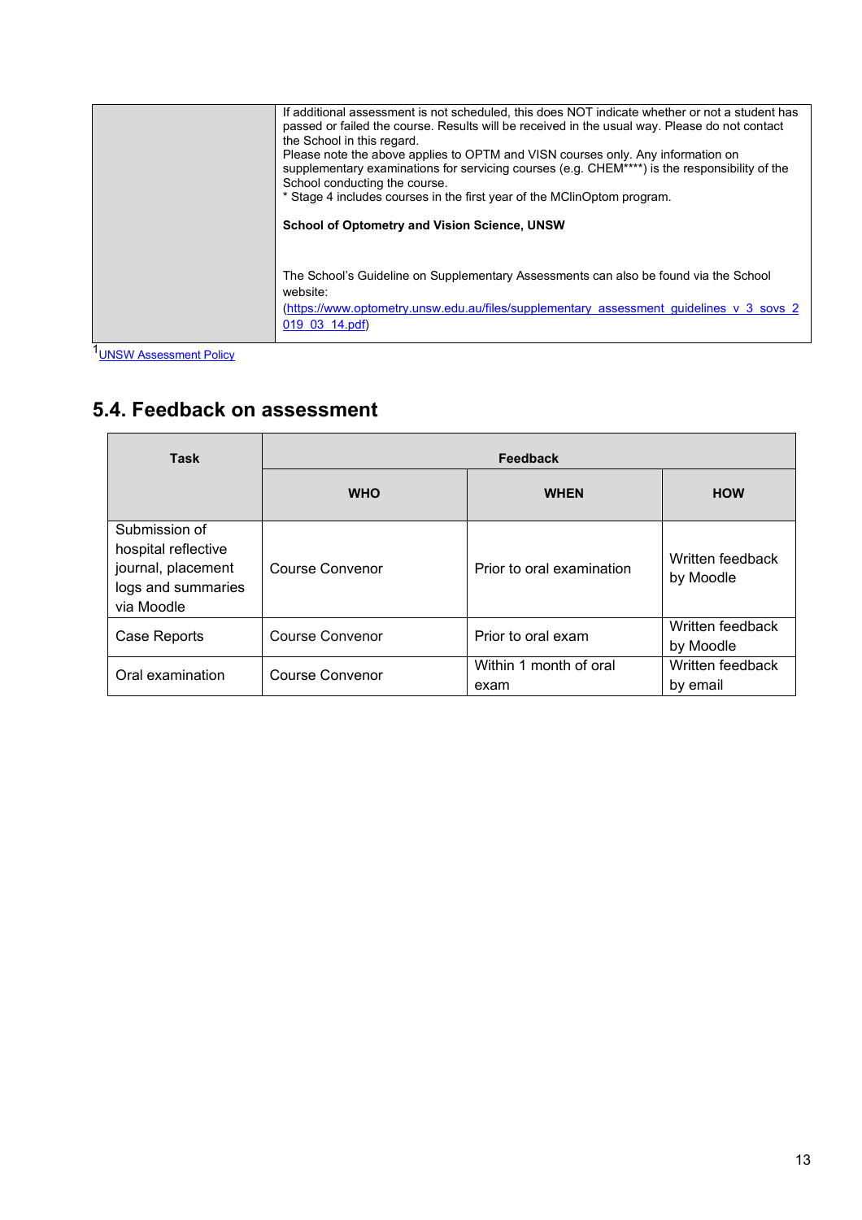| | |
|---|---|
| | If additional assessment is not scheduled, this does NOT indicate whether or not a student has passed or failed the course. Results will be received in the usual way. Please do not contact the School in this regard.<br>Please note the above applies to OPTM and VISN courses only. Any information on supplementary examinations for servicing courses (e.g. CHEM****) is the responsibility of the School conducting the course.<br>* Stage 4 includes courses in the first year of the MClinOptom program.<br><br>**School of Optometry and Vision Science, UNSW**<br><br>The School's Guideline on Supplementary Assessments can also be found via the School website:<br>(https://www.optometry.unsw.edu.au/files/supplementary_assessment_guidelines_v_3_sovs_2019_03_14.pdf) |

[1] UNSW Assessment Policy

## 5.4. Feedback on assessment

| Task | Feedback | | |
|---|---|---|---|
| | **WHO** | **WHEN** | **HOW** |
| Submission of hospital reflective journal, placement logs and summaries via Moodle | Course Convenor | Prior to oral examination | Written feedback by Moodle |
| Case Reports | Course Convenor | Prior to oral exam | Written feedback by Moodle |
| Oral examination | Course Convenor | Within 1 month of oral exam | Written feedback by email |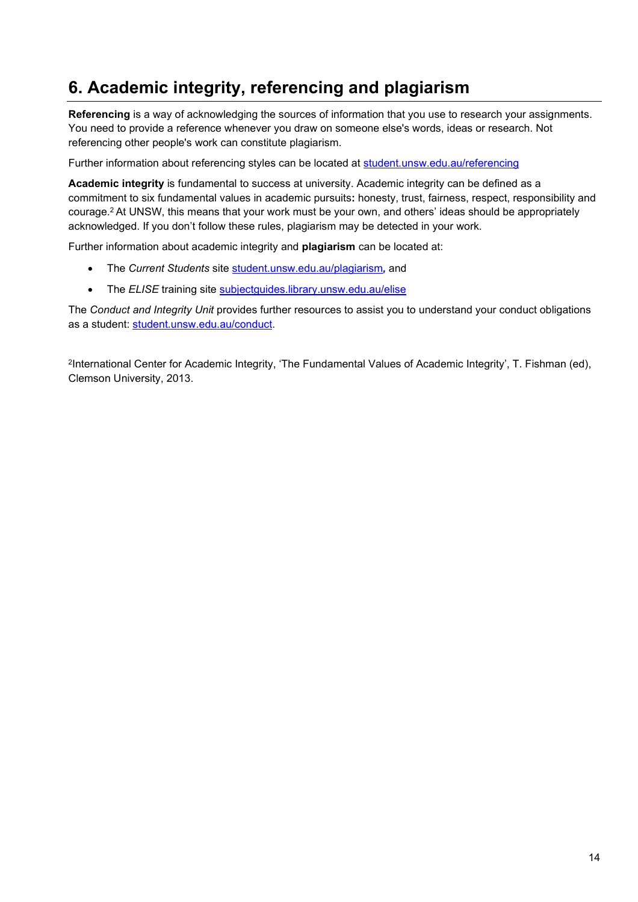# 6. Academic integrity, referencing and plagiarism

**Referencing** is a way of acknowledging the sources of information that you use to research your assignments. You need to provide a reference whenever you draw on someone else's words, ideas or research. Not referencing other people's work can constitute plagiarism.

Further information about referencing styles can be located at student.unsw.edu.au/referencing

**Academic integrity** is fundamental to success at university. Academic integrity can be defined as a commitment to six fundamental values in academic pursuits**:** honesty, trust, fairness, respect, responsibility and courage.[2] At UNSW, this means that your work must be your own, and others' ideas should be appropriately acknowledged. If you don't follow these rules, plagiarism may be detected in your work.

Further information about academic integrity and **plagiarism** can be located at:

- The *Current Students* site student.unsw.edu.au/plagiarism*,* and
- The *ELISE* training site subjectguides.library.unsw.edu.au/elise

The *Conduct and Integrity Unit* provides further resources to assist you to understand your conduct obligations as a student: student.unsw.edu.au/conduct.

[2]International Center for Academic Integrity, 'The Fundamental Values of Academic Integrity', T. Fishman (ed), Clemson University, 2013.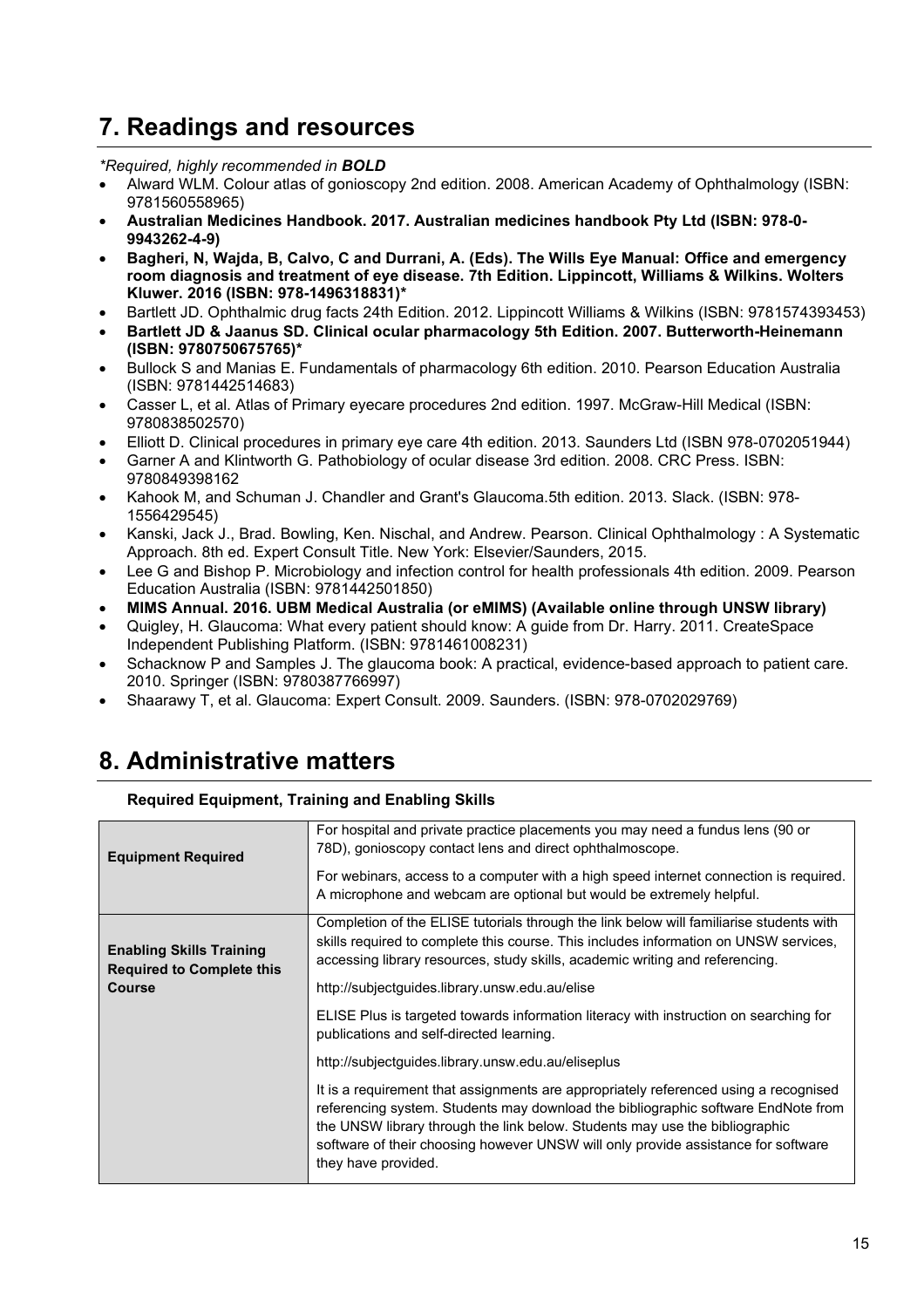# 7. Readings and resources

*\*Required, highly recommended in **BOLD***

- Alward WLM. Colour atlas of gonioscopy 2nd edition. 2008. American Academy of Ophthalmology (ISBN: 9781560558965)
- **Australian Medicines Handbook. 2017. Australian medicines handbook Pty Ltd (ISBN: 978-0-9943262-4-9)**
- **Bagheri, N, Wajda, B, Calvo, C and Durrani, A. (Eds). The Wills Eye Manual: Office and emergency room diagnosis and treatment of eye disease. 7th Edition. Lippincott, Williams & Wilkins. Wolters Kluwer. 2016 (ISBN: 978-1496318831)***
- Bartlett JD. Ophthalmic drug facts 24th Edition. 2012. Lippincott Williams & Wilkins (ISBN: 9781574393453)
- **Bartlett JD & Jaanus SD. Clinical ocular pharmacology 5th Edition. 2007. Butterworth-Heinemann (ISBN: 9780750675765)***
- Bullock S and Manias E. Fundamentals of pharmacology 6th edition. 2010. Pearson Education Australia (ISBN: 9781442514683)
- Casser L, et al. Atlas of Primary eyecare procedures 2nd edition. 1997. McGraw-Hill Medical (ISBN: 9780838502570)
- Elliott D. Clinical procedures in primary eye care 4th edition. 2013. Saunders Ltd (ISBN 978-0702051944)
- Garner A and Klintworth G. Pathobiology of ocular disease 3rd edition. 2008. CRC Press. ISBN: 9780849398162
- Kahook M, and Schuman J. Chandler and Grant's Glaucoma.5th edition. 2013. Slack. (ISBN: 978-1556429545)
- Kanski, Jack J., Brad. Bowling, Ken. Nischal, and Andrew. Pearson. Clinical Ophthalmology : A Systematic Approach. 8th ed. Expert Consult Title. New York: Elsevier/Saunders, 2015.
- Lee G and Bishop P. Microbiology and infection control for health professionals 4th edition. 2009. Pearson Education Australia (ISBN: 9781442501850)
- **MIMS Annual. 2016. UBM Medical Australia (or eMIMS) (Available online through UNSW library)**
- Quigley, H. Glaucoma: What every patient should know: A guide from Dr. Harry. 2011. CreateSpace Independent Publishing Platform. (ISBN: 9781461008231)
- Schacknow P and Samples J. The glaucoma book: A practical, evidence-based approach to patient care. 2010. Springer (ISBN: 9780387766997)
- Shaarawy T, et al. Glaucoma: Expert Consult. 2009. Saunders. (ISBN: 978-0702029769)

# 8. Administrative matters

**Required Equipment, Training and Enabling Skills**

| | |
|---|---|
| **Equipment Required** | For hospital and private practice placements you may need a fundus lens (90 or 78D), gonioscopy contact lens and direct ophthalmoscope.<br><br>For webinars, access to a computer with a high speed internet connection is required. A microphone and webcam are optional but would be extremely helpful. |
| **Enabling Skills Training Required to Complete this Course** | Completion of the ELISE tutorials through the link below will familiarise students with skills required to complete this course. This includes information on UNSW services, accessing library resources, study skills, academic writing and referencing.<br><br>http://subjectguides.library.unsw.edu.au/elise<br><br>ELISE Plus is targeted towards information literacy with instruction on searching for publications and self-directed learning.<br><br>http://subjectguides.library.unsw.edu.au/eliseplus<br><br>It is a requirement that assignments are appropriately referenced using a recognised referencing system. Students may download the bibliographic software EndNote from the UNSW library through the link below. Students may use the bibliographic software of their choosing however UNSW will only provide assistance for software they have provided. |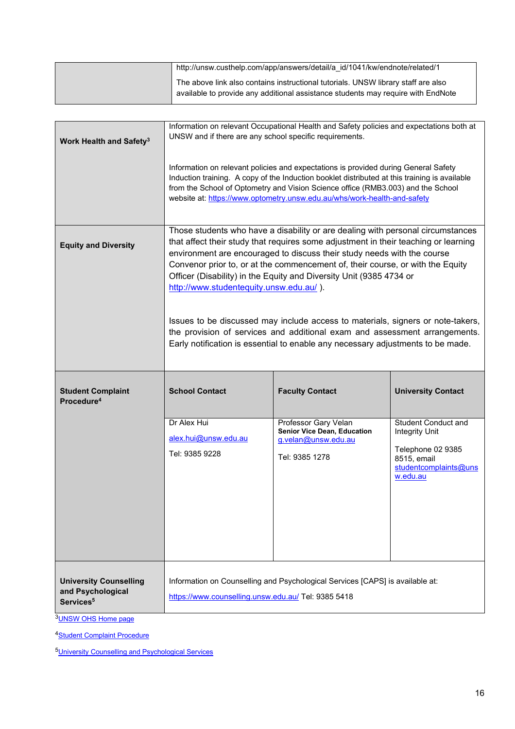| | |
|---|---|
| | http://unsw.custhelp.com/app/answers/detail/a_id/1041/kw/endnote/related/1<br><br>The above link also contains instructional tutorials. UNSW library staff are also available to provide any additional assistance students may require with EndNote |

| | | | |
|---|---|---|---|
| **Work Health and Safety**[3] | Information on relevant Occupational Health and Safety policies and expectations both at UNSW and if there are any school specific requirements.<br><br>Information on relevant policies and expectations is provided during General Safety Induction training. A copy of the Induction booklet distributed at this training is available from the School of Optometry and Vision Science office (RMB3.003) and the School website at: https://www.optometry.unsw.edu.au/whs/work-health-and-safety | | |
| **Equity and Diversity** | Those students who have a disability or are dealing with personal circumstances that affect their study that requires some adjustment in their teaching or learning environment are encouraged to discuss their study needs with the course Convenor prior to, or at the commencement of, their course, or with the Equity Officer (Disability) in the Equity and Diversity Unit (9385 4734 or http://www.studentequity.unsw.edu.au/ ).<br><br>Issues to be discussed may include access to materials, signers or note-takers, the provision of services and additional exam and assessment arrangements. Early notification is essential to enable any necessary adjustments to be made. | | |
| **Student Complaint Procedure**[4] | **School Contact** | **Faculty Contact** | **University Contact** |
| | Dr Alex Hui<br>alex.hui@unsw.edu.au<br>Tel: 9385 9228 | Professor Gary Velan<br>**Senior Vice Dean, Education**<br>g.velan@unsw.edu.au<br>Tel: 9385 1278 | Student Conduct and Integrity Unit<br>Telephone 02 9385 8515, email studentcomplaints@unsw.edu.au |
| **University Counselling and Psychological Services**[5] | Information on Counselling and Psychological Services [CAPS] is available at:<br>https://www.counselling.unsw.edu.au/ Tel: 9385 5418 | | |

[3] UNSW OHS Home page

[4] Student Complaint Procedure

[5] University Counselling and Psychological Services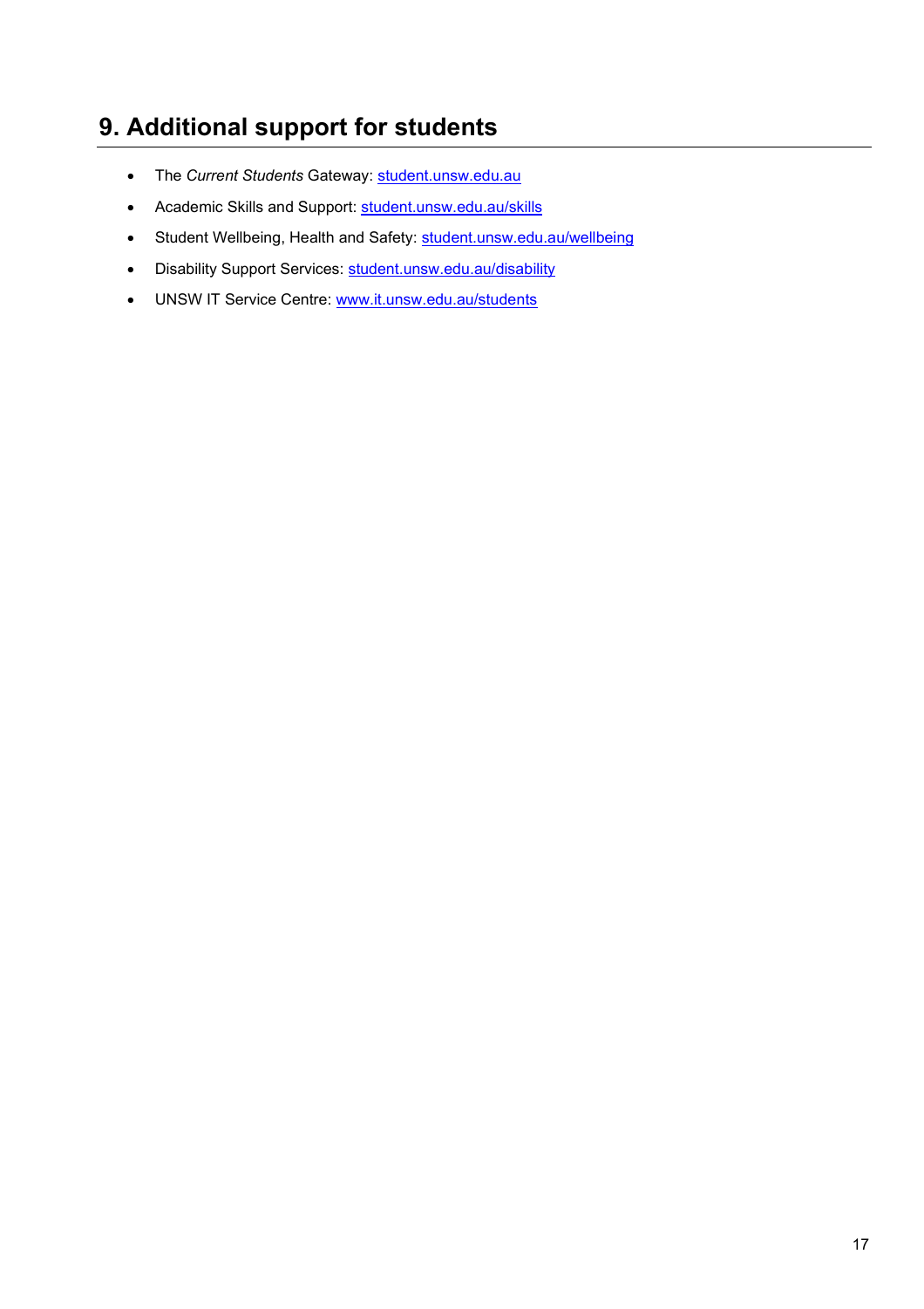## 9. Additional support for students

- The *Current Students* Gateway: student.unsw.edu.au
- Academic Skills and Support: student.unsw.edu.au/skills
- Student Wellbeing, Health and Safety: student.unsw.edu.au/wellbeing
- Disability Support Services: student.unsw.edu.au/disability
- UNSW IT Service Centre: www.it.unsw.edu.au/students